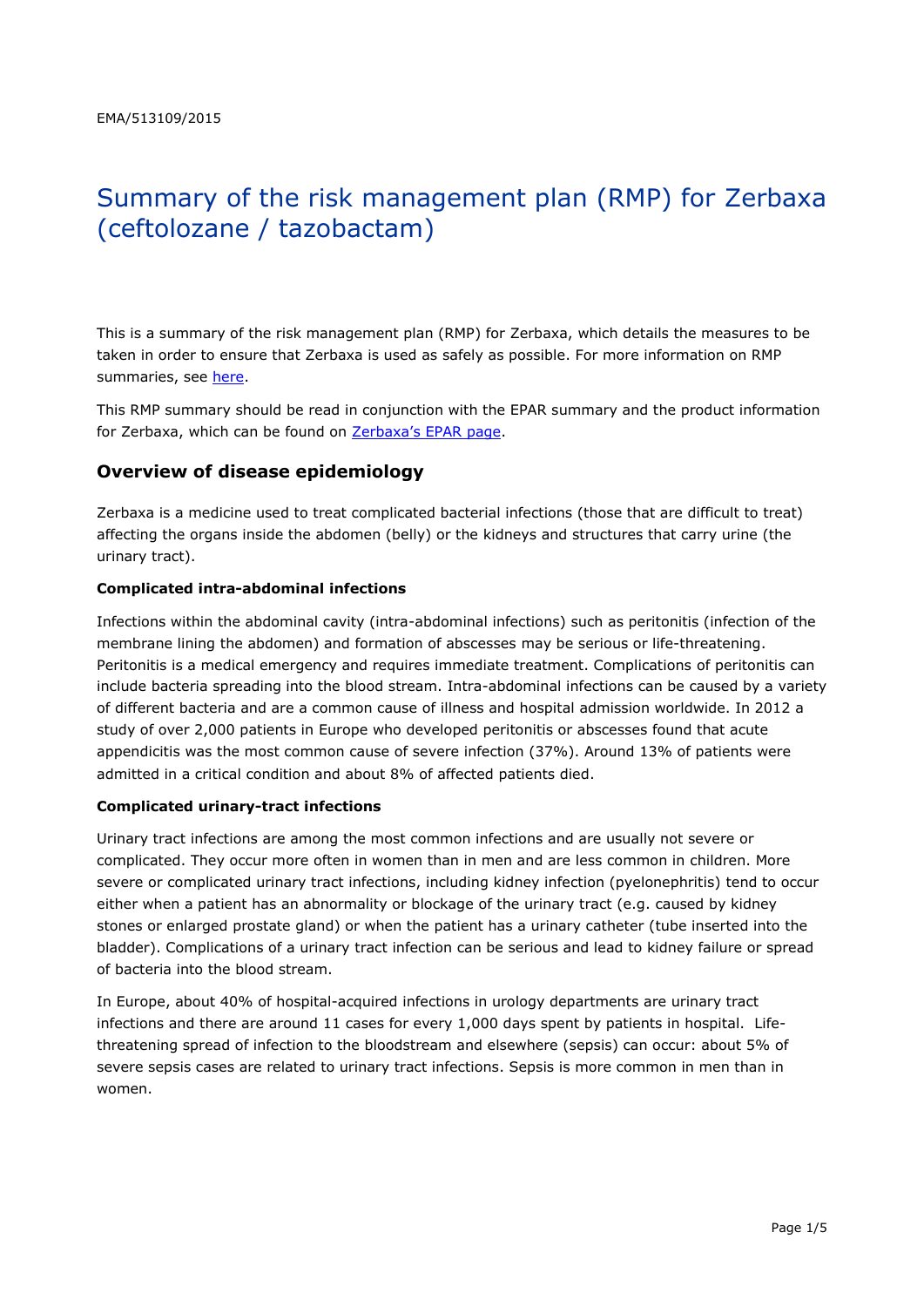EMA/513109/2015

# Summary of the risk management plan (RMP) for Zerbaxa (ceftolozane / tazobactam)

This is a summary of the risk management plan (RMP) for Zerbaxa, which details the measures to be taken in order to ensure that Zerbaxa is used as safely as possible. For more information on RMP summaries, see here.

This RMP summary should be read in conjunction with the EPAR summary and the product information for Zerbaxa, which can be found on Zerbaxa's EPAR page.

## Overview of disease epidemiology

Zerbaxa is a medicine used to treat complicated bacterial infections (those that are difficult to treat) affecting the organs inside the abdomen (belly) or the kidneys and structures that carry urine (the urinary tract).

**Complicated intra-abdominal infections**

Infections within the abdominal cavity (intra-abdominal infections) such as peritonitis (infection of the membrane lining the abdomen) and formation of abscesses may be serious or life-threatening. Peritonitis is a medical emergency and requires immediate treatment. Complications of peritonitis can include bacteria spreading into the blood stream. Intra-abdominal infections can be caused by a variety of different bacteria and are a common cause of illness and hospital admission worldwide. In 2012 a study of over 2,000 patients in Europe who developed peritonitis or abscesses found that acute appendicitis was the most common cause of severe infection (37%). Around 13% of patients were admitted in a critical condition and about 8% of affected patients died.

**Complicated urinary-tract infections**

Urinary tract infections are among the most common infections and are usually not severe or complicated. They occur more often in women than in men and are less common in children. More severe or complicated urinary tract infections, including kidney infection (pyelonephritis) tend to occur either when a patient has an abnormality or blockage of the urinary tract (e.g. caused by kidney stones or enlarged prostate gland) or when the patient has a urinary catheter (tube inserted into the bladder). Complications of a urinary tract infection can be serious and lead to kidney failure or spread of bacteria into the blood stream.

In Europe, about 40% of hospital-acquired infections in urology departments are urinary tract infections and there are around 11 cases for every 1,000 days spent by patients in hospital. Life-threatening spread of infection to the bloodstream and elsewhere (sepsis) can occur: about 5% of severe sepsis cases are related to urinary tract infections. Sepsis is more common in men than in women.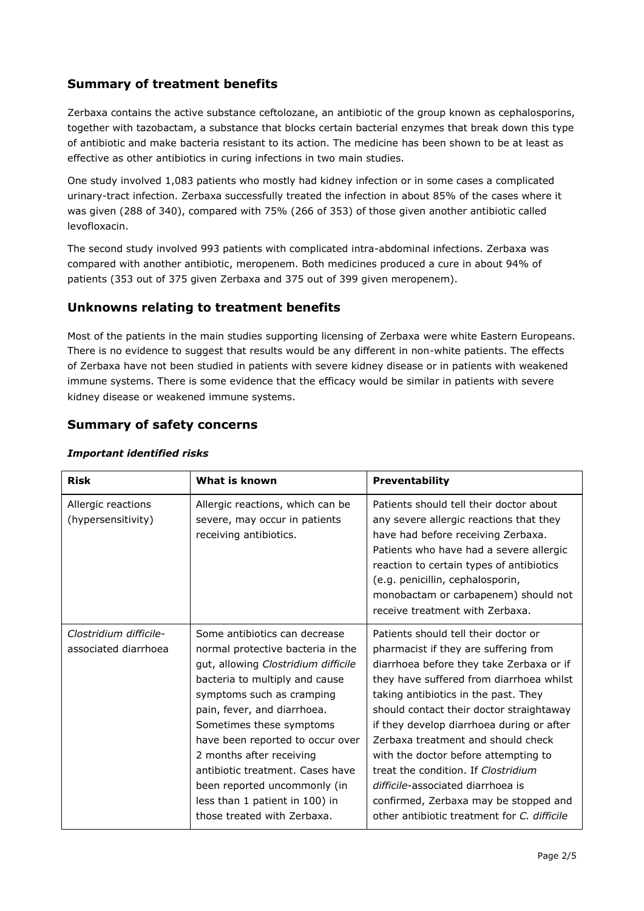## Summary of treatment benefits

Zerbaxa contains the active substance ceftolozane, an antibiotic of the group known as cephalosporins, together with tazobactam, a substance that blocks certain bacterial enzymes that break down this type of antibiotic and make bacteria resistant to its action. The medicine has been shown to be at least as effective as other antibiotics in curing infections in two main studies.

One study involved 1,083 patients who mostly had kidney infection or in some cases a complicated urinary-tract infection. Zerbaxa successfully treated the infection in about 85% of the cases where it was given (288 of 340), compared with 75% (266 of 353) of those given another antibiotic called levofloxacin.

The second study involved 993 patients with complicated intra-abdominal infections. Zerbaxa was compared with another antibiotic, meropenem. Both medicines produced a cure in about 94% of patients (353 out of 375 given Zerbaxa and 375 out of 399 given meropenem).

## Unknowns relating to treatment benefits

Most of the patients in the main studies supporting licensing of Zerbaxa were white Eastern Europeans. There is no evidence to suggest that results would be any different in non-white patients. The effects of Zerbaxa have not been studied in patients with severe kidney disease or in patients with weakened immune systems. There is some evidence that the efficacy would be similar in patients with severe kidney disease or weakened immune systems.

## Summary of safety concerns

### *Important identified risks*

| **Risk** | **What is known** | **Preventability** |
| --- | --- | --- |
| Allergic reactions (hypersensitivity) | Allergic reactions, which can be severe, may occur in patients receiving antibiotics. | Patients should tell their doctor about any severe allergic reactions that they have had before receiving Zerbaxa. Patients who have had a severe allergic reaction to certain types of antibiotics (e.g. penicillin, cephalosporin, monobactam or carbapenem) should not receive treatment with Zerbaxa. |
| *Clostridium difficile*-associated diarrhoea | Some antibiotics can decrease normal protective bacteria in the gut, allowing *Clostridium difficile* bacteria to multiply and cause symptoms such as cramping pain, fever, and diarrhoea. Sometimes these symptoms have been reported to occur over 2 months after receiving antibiotic treatment. Cases have been reported uncommonly (in less than 1 patient in 100) in those treated with Zerbaxa. | Patients should tell their doctor or pharmacist if they are suffering from diarrhoea before they take Zerbaxa or if they have suffered from diarrhoea whilst taking antibiotics in the past. They should contact their doctor straightaway if they develop diarrhoea during or after Zerbaxa treatment and should check with the doctor before attempting to treat the condition. If *Clostridium difficile*-associated diarrhoea is confirmed, Zerbaxa may be stopped and other antibiotic treatment for *C. difficile* |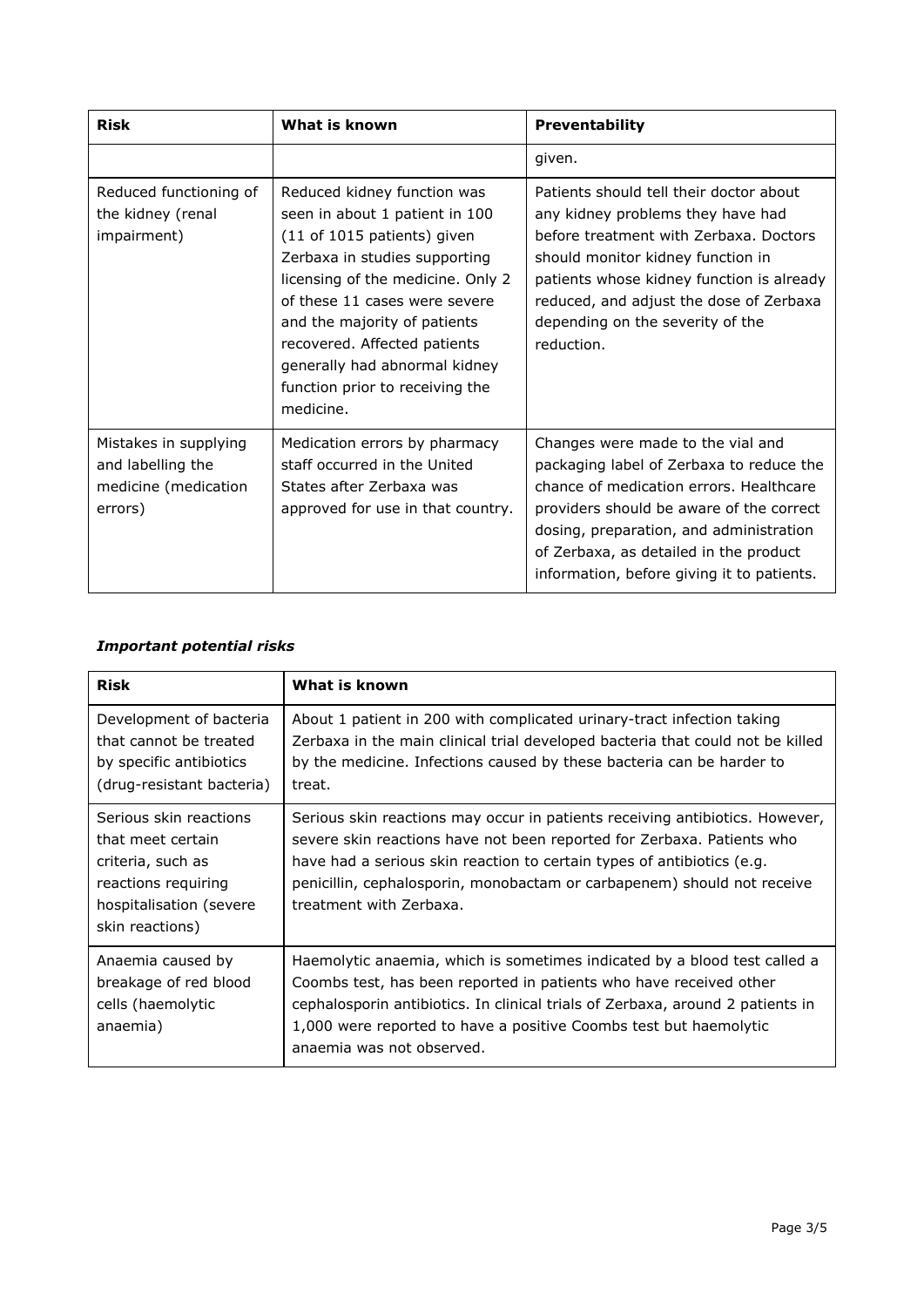| Risk | What is known | Preventability |
|---|---|---|
| | | given. |
| Reduced functioning of the kidney (renal impairment) | Reduced kidney function was seen in about 1 patient in 100 (11 of 1015 patients) given Zerbaxa in studies supporting licensing of the medicine. Only 2 of these 11 cases were severe and the majority of patients recovered. Affected patients generally had abnormal kidney function prior to receiving the medicine. | Patients should tell their doctor about any kidney problems they have had before treatment with Zerbaxa. Doctors should monitor kidney function in patients whose kidney function is already reduced, and adjust the dose of Zerbaxa depending on the severity of the reduction. |
| Mistakes in supplying and labelling the medicine (medication errors) | Medication errors by pharmacy staff occurred in the United States after Zerbaxa was approved for use in that country. | Changes were made to the vial and packaging label of Zerbaxa to reduce the chance of medication errors. Healthcare providers should be aware of the correct dosing, preparation, and administration of Zerbaxa, as detailed in the product information, before giving it to patients. |

***Important potential risks***

| Risk | What is known |
|---|---|
| Development of bacteria that cannot be treated by specific antibiotics (drug-resistant bacteria) | About 1 patient in 200 with complicated urinary-tract infection taking Zerbaxa in the main clinical trial developed bacteria that could not be killed by the medicine. Infections caused by these bacteria can be harder to treat. |
| Serious skin reactions that meet certain criteria, such as reactions requiring hospitalisation (severe skin reactions) | Serious skin reactions may occur in patients receiving antibiotics. However, severe skin reactions have not been reported for Zerbaxa. Patients who have had a serious skin reaction to certain types of antibiotics (e.g. penicillin, cephalosporin, monobactam or carbapenem) should not receive treatment with Zerbaxa. |
| Anaemia caused by breakage of red blood cells (haemolytic anaemia) | Haemolytic anaemia, which is sometimes indicated by a blood test called a Coombs test, has been reported in patients who have received other cephalosporin antibiotics. In clinical trials of Zerbaxa, around 2 patients in 1,000 were reported to have a positive Coombs test but haemolytic anaemia was not observed. |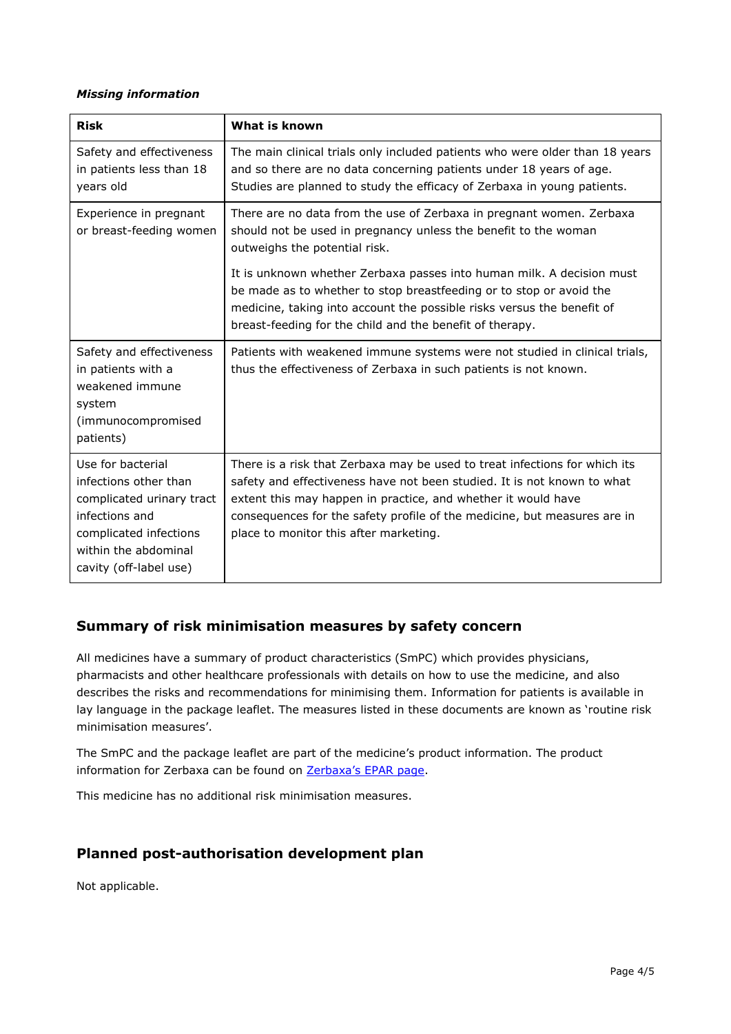***Missing information***

| Risk | What is known |
| --- | --- |
| Safety and effectiveness in patients less than 18 years old | The main clinical trials only included patients who were older than 18 years and so there are no data concerning patients under 18 years of age. Studies are planned to study the efficacy of Zerbaxa in young patients. |
| Experience in pregnant or breast-feeding women | There are no data from the use of Zerbaxa in pregnant women. Zerbaxa should not be used in pregnancy unless the benefit to the woman outweighs the potential risk.<br><br>It is unknown whether Zerbaxa passes into human milk. A decision must be made as to whether to stop breastfeeding or to stop or avoid the medicine, taking into account the possible risks versus the benefit of breast-feeding for the child and the benefit of therapy. |
| Safety and effectiveness in patients with a weakened immune system (immunocompromised patients) | Patients with weakened immune systems were not studied in clinical trials, thus the effectiveness of Zerbaxa in such patients is not known. |
| Use for bacterial infections other than complicated urinary tract infections and complicated infections within the abdominal cavity (off-label use) | There is a risk that Zerbaxa may be used to treat infections for which its safety and effectiveness have not been studied. It is not known to what extent this may happen in practice, and whether it would have consequences for the safety profile of the medicine, but measures are in place to monitor this after marketing. |

## Summary of risk minimisation measures by safety concern

All medicines have a summary of product characteristics (SmPC) which provides physicians, pharmacists and other healthcare professionals with details on how to use the medicine, and also describes the risks and recommendations for minimising them. Information for patients is available in lay language in the package leaflet. The measures listed in these documents are known as 'routine risk minimisation measures'.

The SmPC and the package leaflet are part of the medicine's product information. The product information for Zerbaxa can be found on Zerbaxa's EPAR page.

This medicine has no additional risk minimisation measures.

## Planned post-authorisation development plan

Not applicable.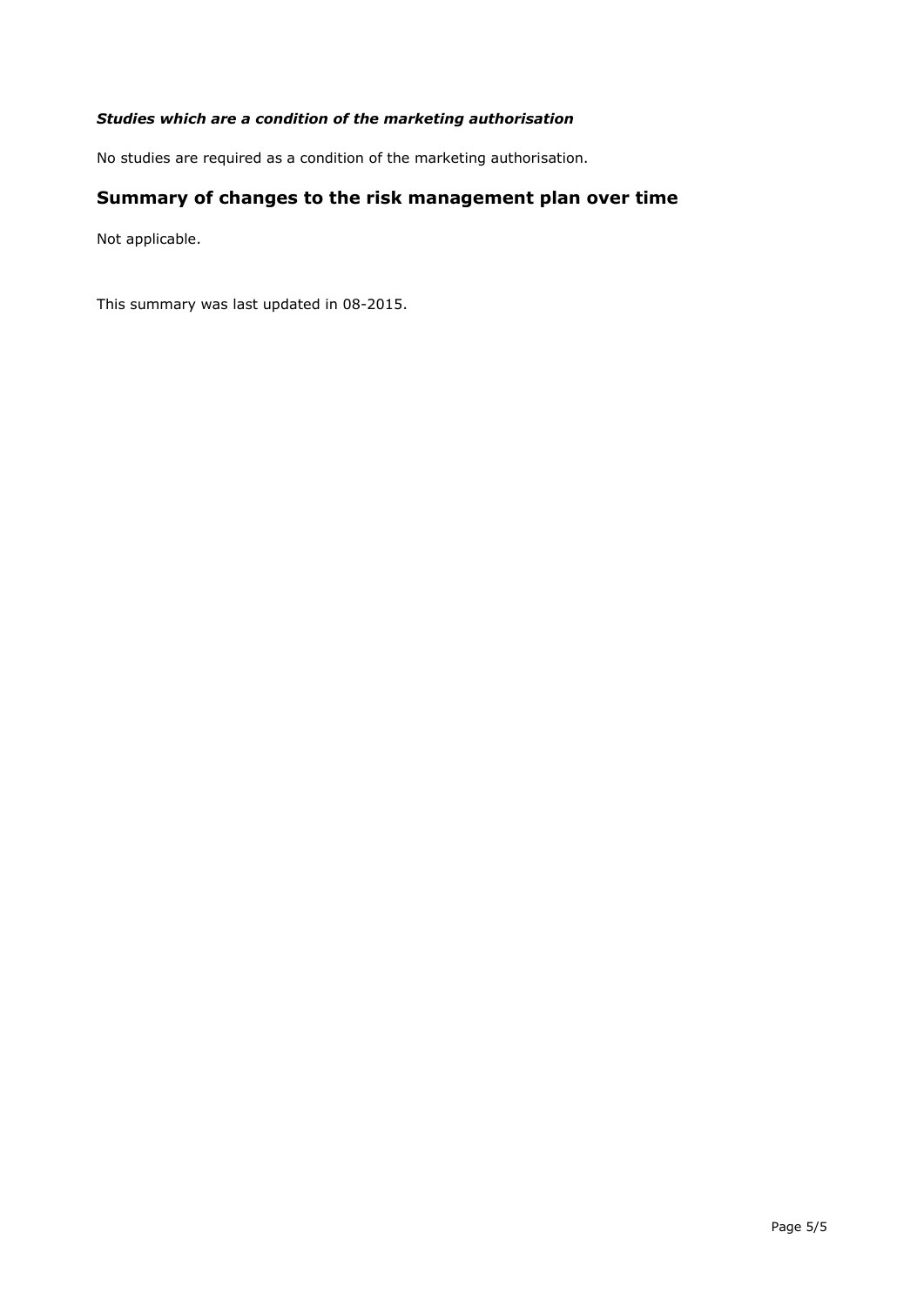***Studies which are a condition of the marketing authorisation***

No studies are required as a condition of the marketing authorisation.

## Summary of changes to the risk management plan over time

Not applicable.

This summary was last updated in 08-2015.